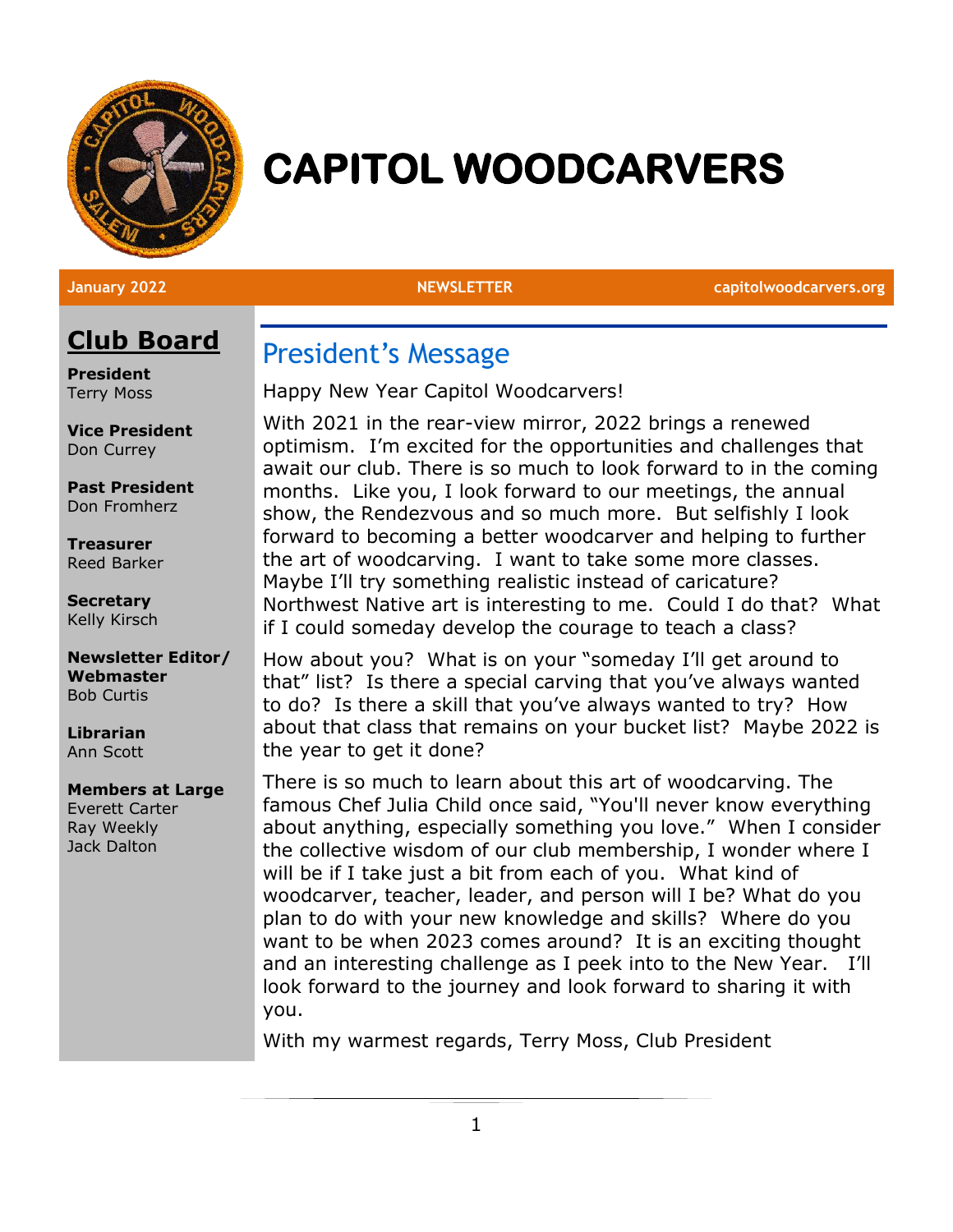# CAPITOL WOODCARVERS

January 2022 NEWSLETTER capitolwoodcarvers.org

## Club Board

**President**
Terry Moss

**Vice President**
Don Currey

**Past President**
Don Fromherz

**Treasurer**
Reed Barker

**Secretary**
Kelly Kirsch

**Newsletter Editor/ Webmaster**
Bob Curtis

**Librarian**
Ann Scott

**Members at Large**
Everett Carter
Ray Weekly
Jack Dalton

## President's Message

Happy New Year Capitol Woodcarvers!

With 2021 in the rear-view mirror, 2022 brings a renewed optimism. I'm excited for the opportunities and challenges that await our club. There is so much to look forward to in the coming months. Like you, I look forward to our meetings, the annual show, the Rendezvous and so much more. But selfishly I look forward to becoming a better woodcarver and helping to further the art of woodcarving. I want to take some more classes. Maybe I'll try something realistic instead of caricature? Northwest Native art is interesting to me. Could I do that? What if I could someday develop the courage to teach a class?

How about you? What is on your "someday I'll get around to that" list? Is there a special carving that you've always wanted to do? Is there a skill that you've always wanted to try? How about that class that remains on your bucket list? Maybe 2022 is the year to get it done?

There is so much to learn about this art of woodcarving. The famous Chef Julia Child once said, "You'll never know everything about anything, especially something you love." When I consider the collective wisdom of our club membership, I wonder where I will be if I take just a bit from each of you. What kind of woodcarver, teacher, leader, and person will I be? What do you plan to do with your new knowledge and skills? Where do you want to be when 2023 comes around? It is an exciting thought and an interesting challenge as I peek into to the New Year. I'll look forward to the journey and look forward to sharing it with you.

With my warmest regards, Terry Moss, Club President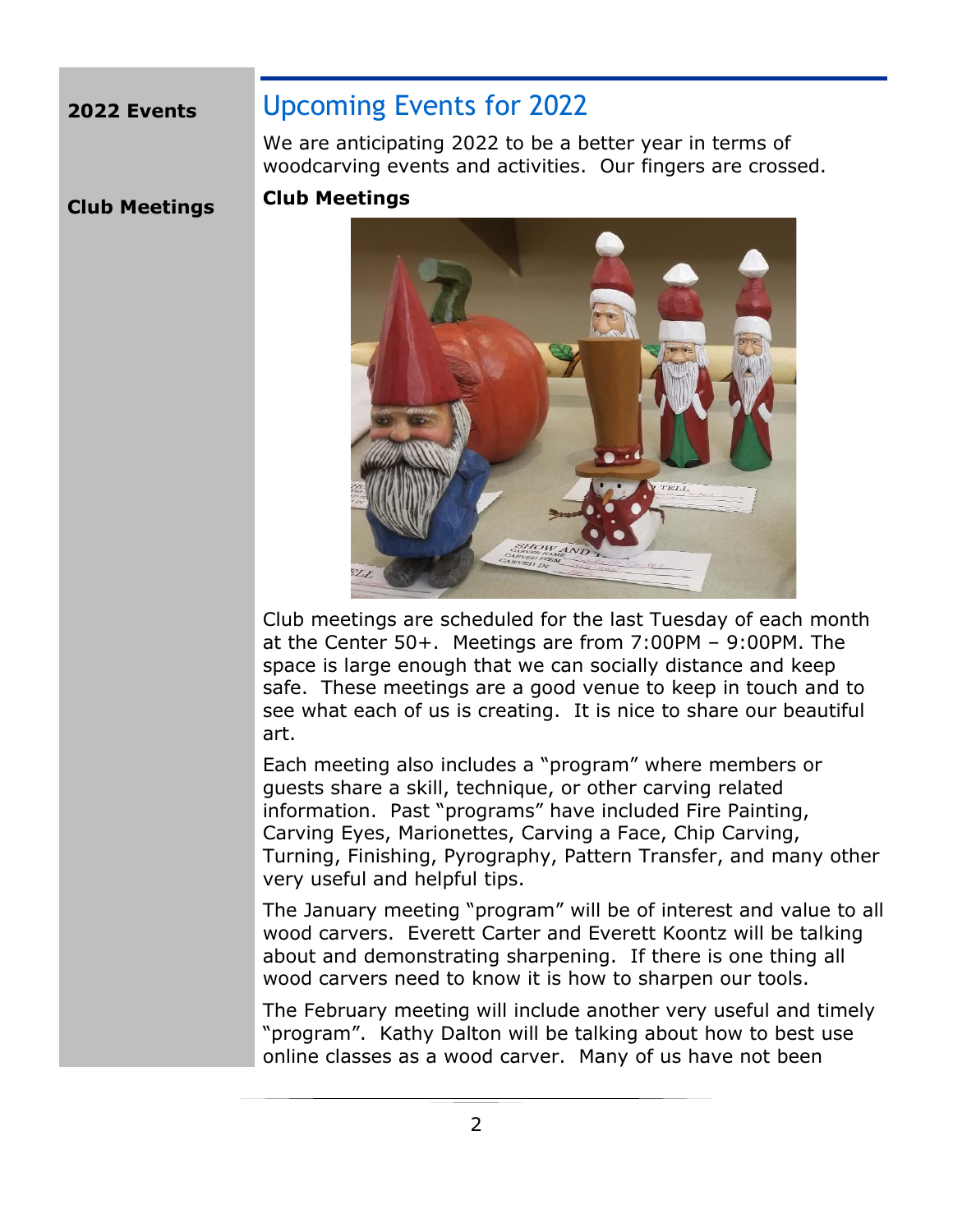**2022 Events**

## Upcoming Events for 2022

We are anticipating 2022 to be a better year in terms of woodcarving events and activities. Our fingers are crossed.

**Club Meetings**

### Club Meetings

Club meetings are scheduled for the last Tuesday of each month at the Center 50+. Meetings are from 7:00PM – 9:00PM. The space is large enough that we can socially distance and keep safe. These meetings are a good venue to keep in touch and to see what each of us is creating. It is nice to share our beautiful art.

Each meeting also includes a "program" where members or guests share a skill, technique, or other carving related information. Past "programs" have included Fire Painting, Carving Eyes, Marionettes, Carving a Face, Chip Carving, Turning, Finishing, Pyrography, Pattern Transfer, and many other very useful and helpful tips.

The January meeting "program" will be of interest and value to all wood carvers. Everett Carter and Everett Koontz will be talking about and demonstrating sharpening. If there is one thing all wood carvers need to know it is how to sharpen our tools.

The February meeting will include another very useful and timely "program". Kathy Dalton will be talking about how to best use online classes as a wood carver. Many of us have not been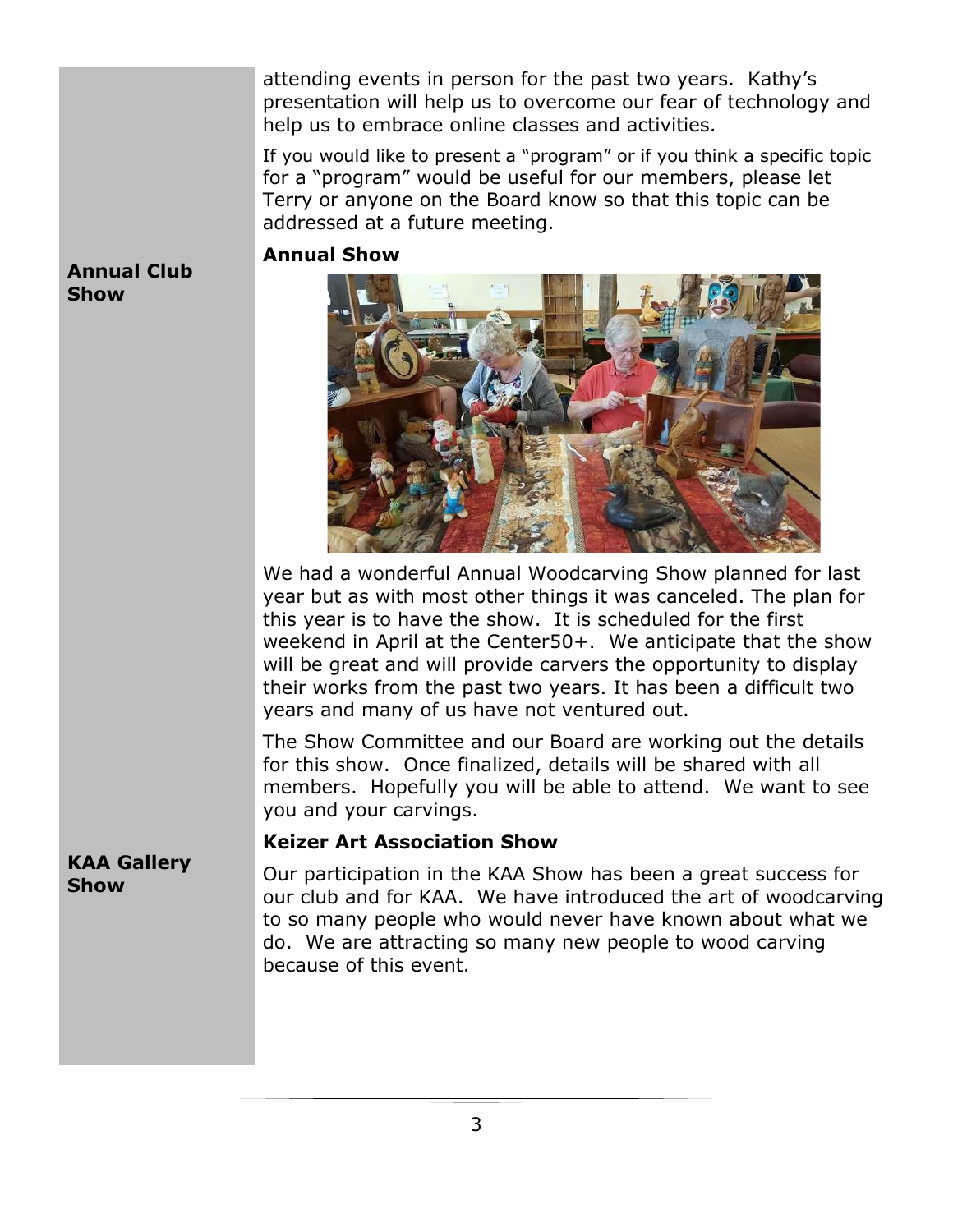attending events in person for the past two years. Kathy's presentation will help us to overcome our fear of technology and help us to embrace online classes and activities.

If you would like to present a "program" or if you think a specific topic for a "program" would be useful for our members, please let Terry or anyone on the Board know so that this topic can be addressed at a future meeting.

**Annual Club Show**

### Annual Show

We had a wonderful Annual Woodcarving Show planned for last year but as with most other things it was canceled. The plan for this year is to have the show. It is scheduled for the first weekend in April at the Center50+. We anticipate that the show will be great and will provide carvers the opportunity to display their works from the past two years. It has been a difficult two years and many of us have not ventured out.

The Show Committee and our Board are working out the details for this show. Once finalized, details will be shared with all members. Hopefully you will be able to attend. We want to see you and your carvings.

**KAA Gallery Show**

### Keizer Art Association Show

Our participation in the KAA Show has been a great success for our club and for KAA. We have introduced the art of woodcarving to so many people who would never have known about what we do. We are attracting so many new people to wood carving because of this event.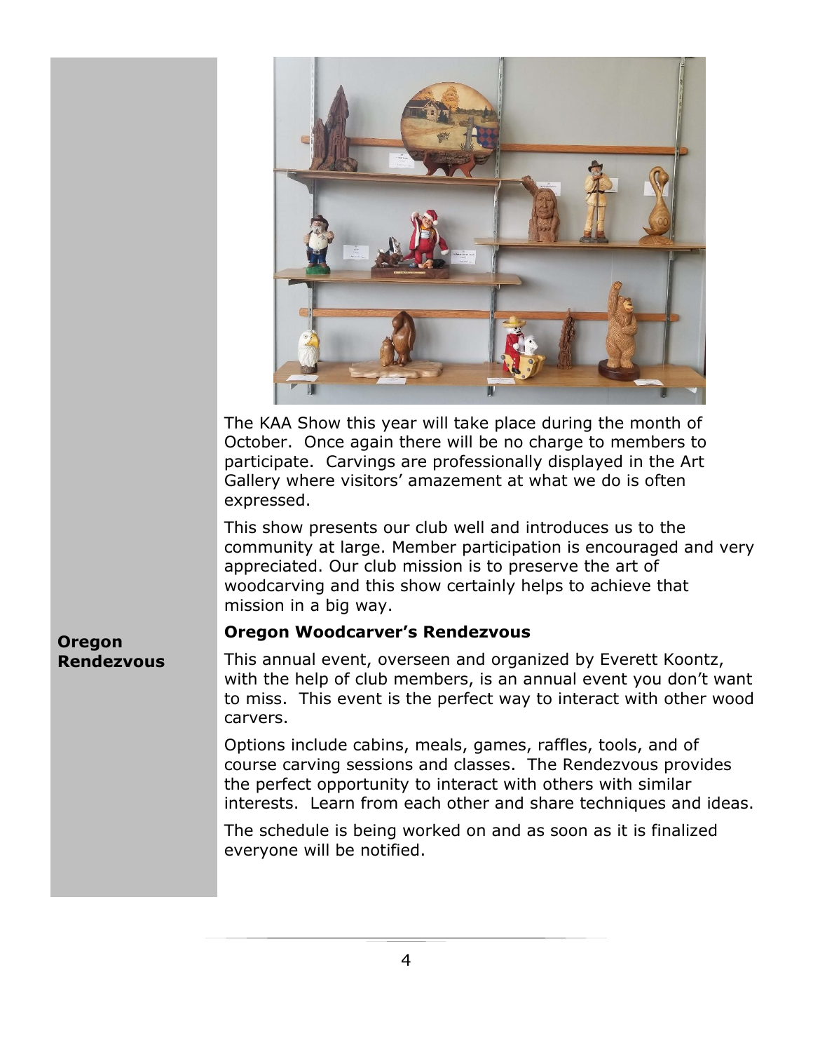The KAA Show this year will take place during the month of October. Once again there will be no charge to members to participate. Carvings are professionally displayed in the Art Gallery where visitors' amazement at what we do is often expressed.

This show presents our club well and introduces us to the community at large. Member participation is encouraged and very appreciated. Our club mission is to preserve the art of woodcarving and this show certainly helps to achieve that mission in a big way.

**Oregon Rendezvous**

### Oregon Woodcarver's Rendezvous

This annual event, overseen and organized by Everett Koontz, with the help of club members, is an annual event you don't want to miss. This event is the perfect way to interact with other wood carvers.

Options include cabins, meals, games, raffles, tools, and of course carving sessions and classes. The Rendezvous provides the perfect opportunity to interact with others with similar interests. Learn from each other and share techniques and ideas.

The schedule is being worked on and as soon as it is finalized everyone will be notified.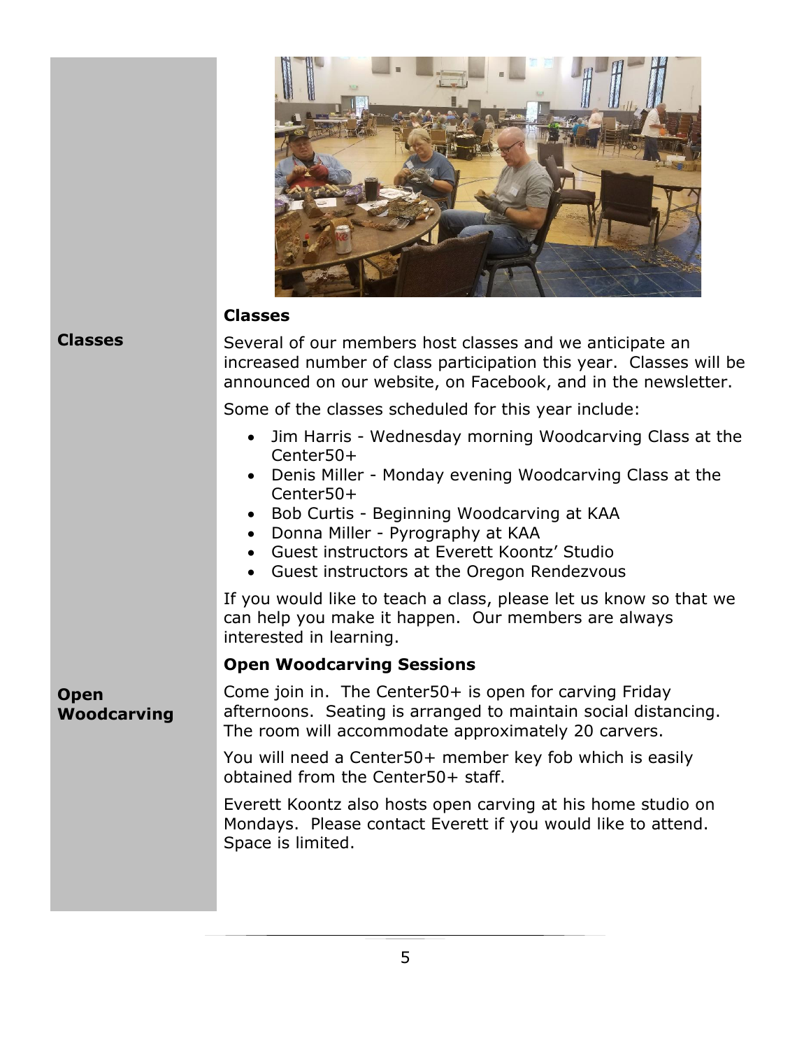## Classes

Several of our members host classes and we anticipate an increased number of class participation this year. Classes will be announced on our website, on Facebook, and in the newsletter.

Some of the classes scheduled for this year include:

- Jim Harris - Wednesday morning Woodcarving Class at the Center50+
- Denis Miller - Monday evening Woodcarving Class at the Center50+
- Bob Curtis - Beginning Woodcarving at KAA
- Donna Miller - Pyrography at KAA
- Guest instructors at Everett Koontz' Studio
- Guest instructors at the Oregon Rendezvous

If you would like to teach a class, please let us know so that we can help you make it happen. Our members are always interested in learning.

## Open Woodcarving Sessions

Come join in. The Center50+ is open for carving Friday afternoons. Seating is arranged to maintain social distancing. The room will accommodate approximately 20 carvers.

You will need a Center50+ member key fob which is easily obtained from the Center50+ staff.

Everett Koontz also hosts open carving at his home studio on Mondays. Please contact Everett if you would like to attend. Space is limited.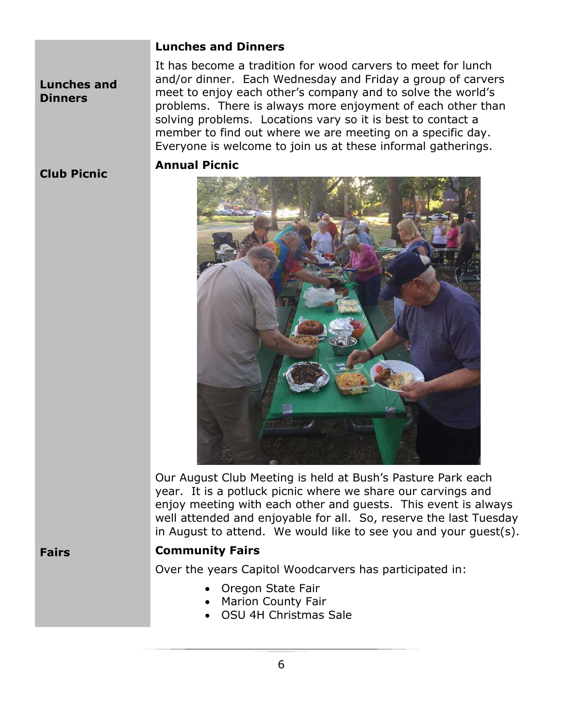**Lunches and Dinners**

## Lunches and Dinners

It has become a tradition for wood carvers to meet for lunch and/or dinner. Each Wednesday and Friday a group of carvers meet to enjoy each other's company and to solve the world's problems. There is always more enjoyment of each other than solving problems. Locations vary so it is best to contact a member to find out where we are meeting on a specific day. Everyone is welcome to join us at these informal gatherings.

**Club Picnic**

## Annual Picnic

Our August Club Meeting is held at Bush's Pasture Park each year. It is a potluck picnic where we share our carvings and enjoy meeting with each other and guests. This event is always well attended and enjoyable for all. So, reserve the last Tuesday in August to attend. We would like to see you and your guest(s).

**Fairs**

## Community Fairs

Over the years Capitol Woodcarvers has participated in:

- Oregon State Fair
- Marion County Fair
- OSU 4H Christmas Sale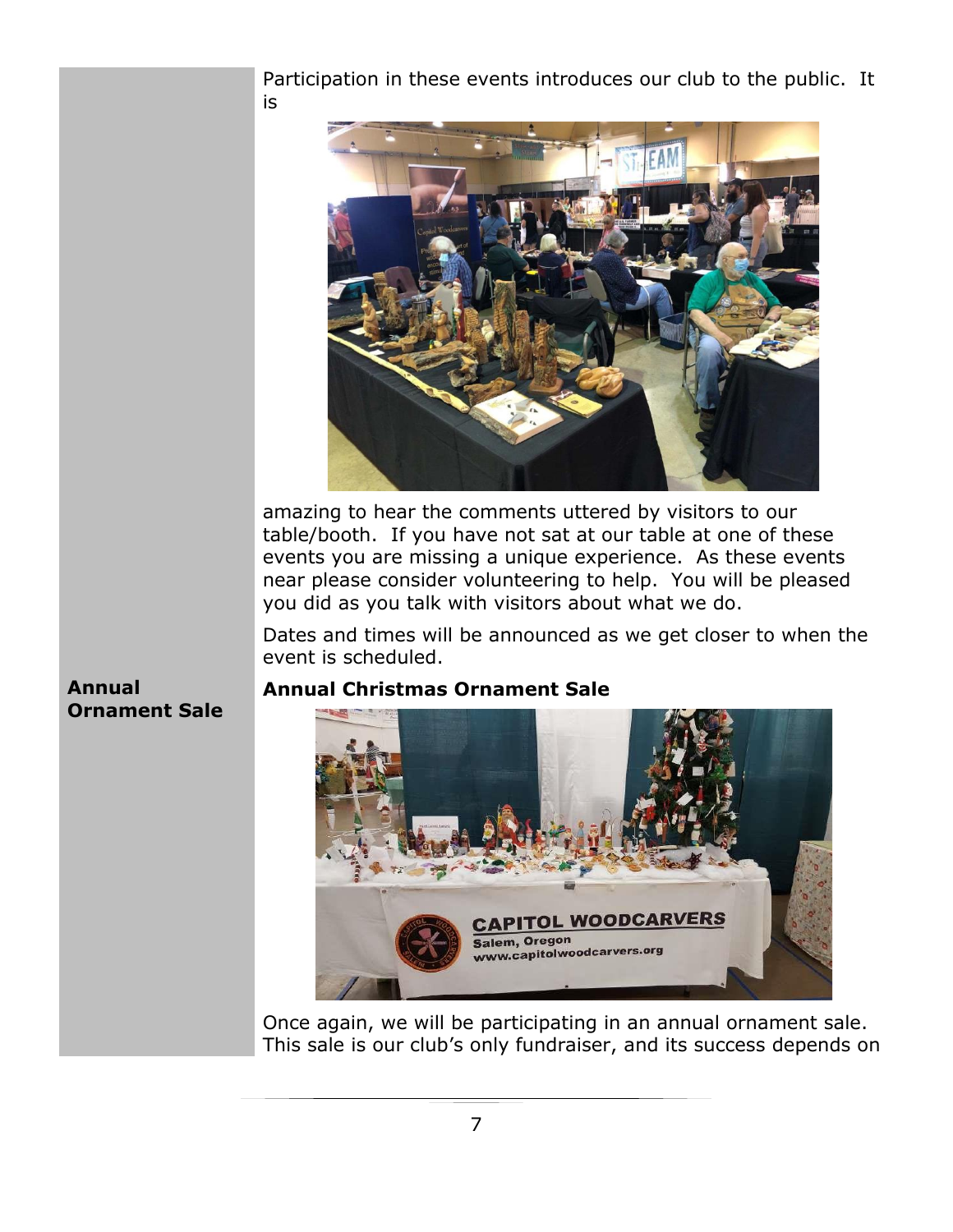Participation in these events introduces our club to the public. It is amazing to hear the comments uttered by visitors to our table/booth. If you have not sat at our table at one of these events you are missing a unique experience. As these events near please consider volunteering to help. You will be pleased you did as you talk with visitors about what we do.

Dates and times will be announced as we get closer to when the event is scheduled.

**Annual Ornament Sale**

### Annual Christmas Ornament Sale

Once again, we will be participating in an annual ornament sale. This sale is our club's only fundraiser, and its success depends on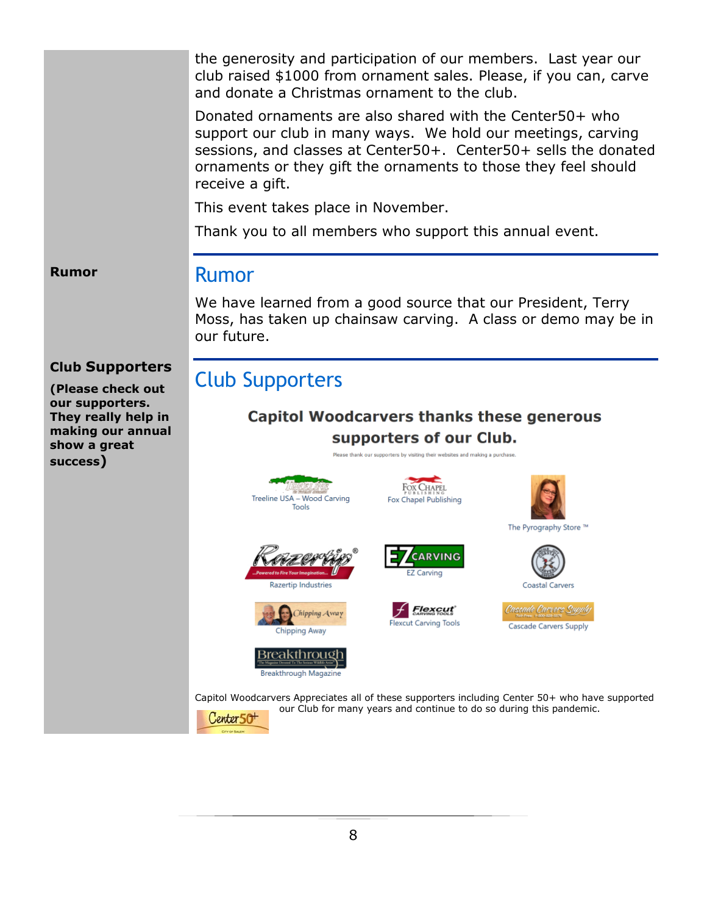the generosity and participation of our members. Last year our club raised $1000 from ornament sales. Please, if you can, carve and donate a Christmas ornament to the club.

Donated ornaments are also shared with the Center50+ who support our club in many ways. We hold our meetings, carving sessions, and classes at Center50+. Center50+ sells the donated ornaments or they gift the ornaments to those they feel should receive a gift.

This event takes place in November.

Thank you to all members who support this annual event.

**Rumor**

## Rumor

We have learned from a good source that our President, Terry Moss, has taken up chainsaw carving. A class or demo may be in our future.

**Club Supporters**

**(Please check out our supporters. They really help in making our annual show a great success)**

## Club Supporters

**Capitol Woodcarvers thanks these generous supporters of our Club.**

Please thank our supporters by visiting their websites and making a purchase.

Treeline USA – Wood Carving Tools

Fox Chapel Publishing

The Pyrography Store ™

Razertip Industries

EZ Carving

Coastal Carvers

Chipping Away

Flexcut Carving Tools

Cascade Carvers Supply

Breakthrough Magazine

Capitol Woodcarvers Appreciates all of these supporters including Center 50+ who have supported our Club for many years and continue to do so during this pandemic.

Center50+